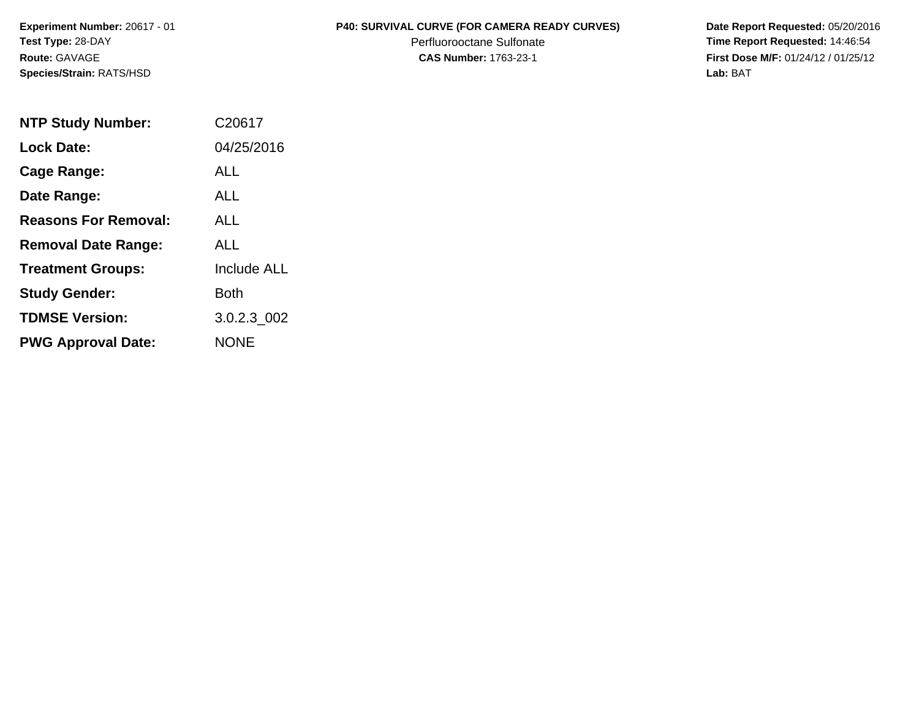**Experiment Number:** 20617 - 01
**Test Type:** 28-DAY
**Route:** GAVAGE
**Species/Strain:** RATS/HSD

**P40: SURVIVAL CURVE (FOR CAMERA READY CURVES)**
Perfluorooctane Sulfonate
**CAS Number:** 1763-23-1

**Date Report Requested:** 05/20/2016
**Time Report Requested:** 14:46:54
**First Dose M/F:** 01/24/12 / 01/25/12
**Lab:** BAT

| | |
|---|---|
| **NTP Study Number:** | C20617 |
| **Lock Date:** | 04/25/2016 |
| **Cage Range:** | ALL |
| **Date Range:** | ALL |
| **Reasons For Removal:** | ALL |
| **Removal Date Range:** | ALL |
| **Treatment Groups:** | Include ALL |
| **Study Gender:** | Both |
| **TDMSE Version:** | 3.0.2.3_002 |
| **PWG Approval Date:** | NONE |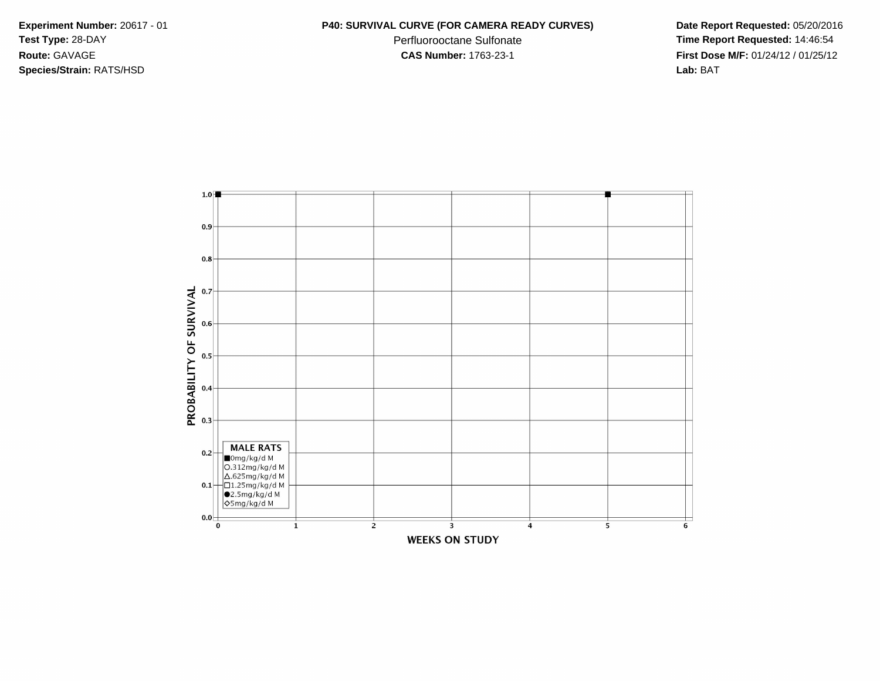**Experiment Number:** 20617 - 01
**Test Type:** 28-DAY
**Route:** GAVAGE
**Species/Strain:** RATS/HSD

**P40: SURVIVAL CURVE (FOR CAMERA READY CURVES)**
Perfluorooctane Sulfonate
**CAS Number:** 1763-23-1

**Date Report Requested:** 05/20/2016
**Time Report Requested:** 14:46:54
**First Dose M/F:** 01/24/12 / 01/25/12
**Lab:** BAT

PROBABILITY OF SURVIVAL

1.0
0.9
0.8
0.7
0.6
0.5
0.4
0.3
0.2
0.1
0.0

**MALE RATS**
■0mg/kg/d M
○.312mg/kg/d M
△.625mg/kg/d M
□1.25mg/kg/d M
●2.5mg/kg/d M
◇5mg/kg/d M

0 1 2 3 4 5 6

WEEKS ON STUDY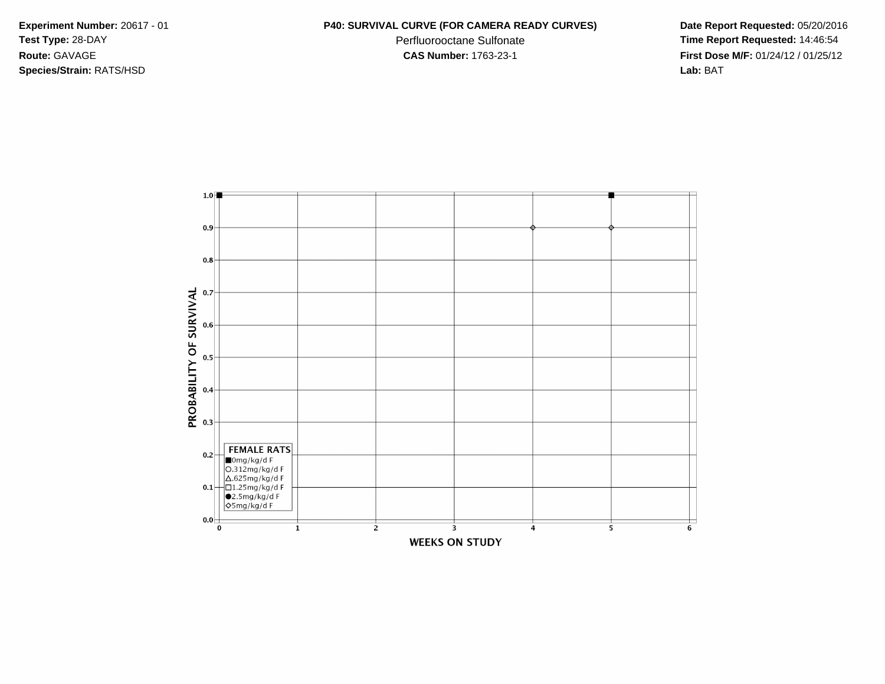**Experiment Number:** 20617 - 01
**Test Type:** 28-DAY
**Route:** GAVAGE
**Species/Strain:** RATS/HSD

**P40: SURVIVAL CURVE (FOR CAMERA READY CURVES)**
Perfluorooctane Sulfonate
**CAS Number:** 1763-23-1

**Date Report Requested:** 05/20/2016
**Time Report Requested:** 14:46:54
**First Dose M/F:** 01/24/12 / 01/25/12
**Lab:** BAT

PROBABILITY OF SURVIVAL

1.0
0.9
0.8
0.7
0.6
0.5
0.4
0.3
0.2
0.1
0.0

0 1 2 3 4 5 6

WEEKS ON STUDY

FEMALE RATS
■0mg/kg/d F
○.312mg/kg/d F
△.625mg/kg/d F
□1.25mg/kg/d F
●2.5mg/kg/d F
◇5mg/kg/d F